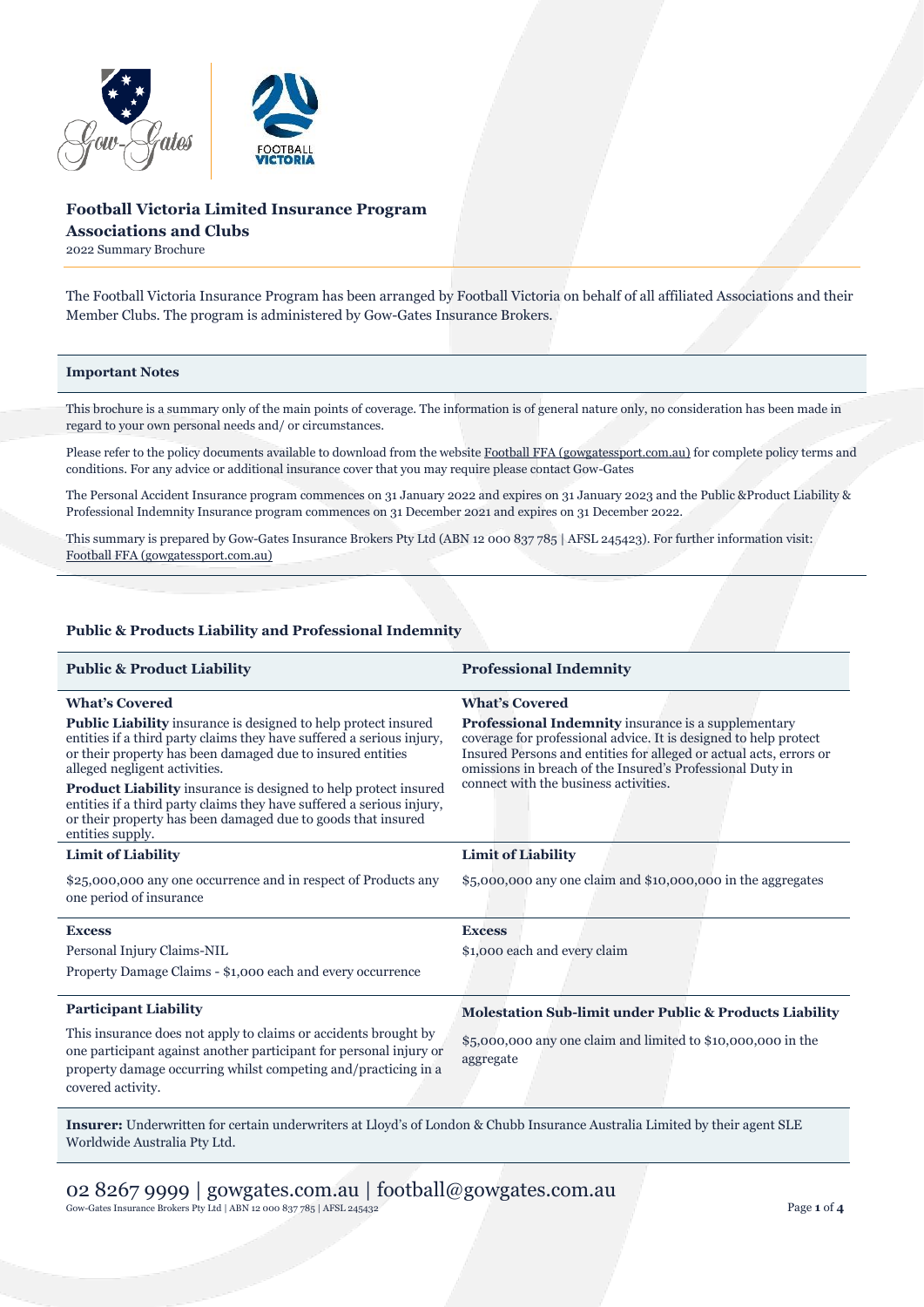# Football Victoria Limited Insurance Program

## Associations and Clubs

2022 Summary Brochure

The Football Victoria Insurance Program has been arranged by Football Victoria on behalf of all affiliated Associations and their Member Clubs. The program is administered by Gow-Gates Insurance Brokers.

### Important Notes

This brochure is a summary only of the main points of coverage. The information is of general nature only, no consideration has been made in regard to your own personal needs and/ or circumstances.

Please refer to the policy documents available to download from the website Football FFA (gowgatessport.com.au) for complete policy terms and conditions. For any advice or additional insurance cover that you may require please contact Gow-Gates

The Personal Accident Insurance program commences on 31 January 2022 and expires on 31 January 2023 and the Public &Product Liability & Professional Indemnity Insurance program commences on 31 December 2021 and expires on 31 December 2022.

This summary is prepared by Gow-Gates Insurance Brokers Pty Ltd (ABN 12 000 837 785 | AFSL 245423). For further information visit: Football FFA (gowgatessport.com.au)

### Public & Products Liability and Professional Indemnity

| Public & Product Liability | Professional Indemnity |
|---|---|
| **What's Covered**<br>**Public Liability** insurance is designed to help protect insured entities if a third party claims they have suffered a serious injury, or their property has been damaged due to insured entities alleged negligent activities.<br>**Product Liability** insurance is designed to help protect insured entities if a third party claims they have suffered a serious injury, or their property has been damaged due to goods that insured entities supply. | **What's Covered**<br>**Professional Indemnity** insurance is a supplementary coverage for professional advice. It is designed to help protect Insured Persons and entities for alleged or actual acts, errors or omissions in breach of the Insured's Professional Duty in connect with the business activities. |
| **Limit of Liability**<br>$25,000,000 any one occurrence and in respect of Products any one period of insurance | **Limit of Liability**<br>$5,000,000 any one claim and $10,000,000 in the aggregates |
| **Excess**<br>Personal Injury Claims-NIL<br>Property Damage Claims - $1,000 each and every occurrence | **Excess**<br>$1,000 each and every claim |
| **Participant Liability**<br>This insurance does not apply to claims or accidents brought by one participant against another participant for personal injury or property damage occurring whilst competing and/practicing in a covered activity. | **Molestation Sub-limit under Public & Products Liability**<br>$5,000,000 any one claim and limited to $10,000,000 in the aggregate |

**Insurer:** Underwritten for certain underwriters at Lloyd's of London & Chubb Insurance Australia Limited by their agent SLE Worldwide Australia Pty Ltd.

02 8267 9999 | gowgates.com.au | football@gowgates.com.au

Gow-Gates Insurance Brokers Pty Ltd | ABN 12 000 837 785 | AFSL 245432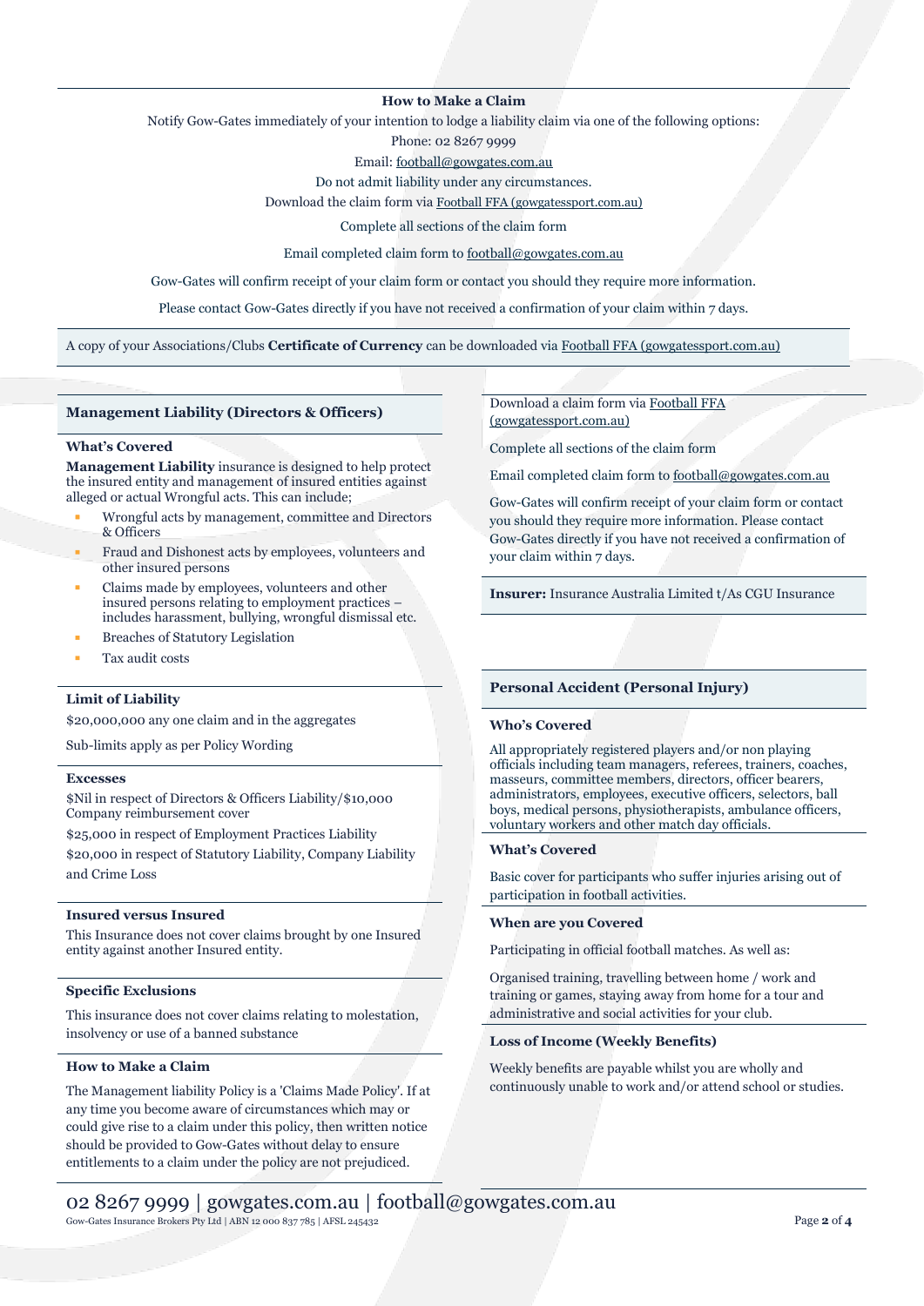**How to Make a Claim**

Notify Gow-Gates immediately of your intention to lodge a liability claim via one of the following options:

Phone: 02 8267 9999

Email: football@gowgates.com.au

Do not admit liability under any circumstances.

Download the claim form via Football FFA (gowgatessport.com.au)

Complete all sections of the claim form

Email completed claim form to football@gowgates.com.au

Gow-Gates will confirm receipt of your claim form or contact you should they require more information.

Please contact Gow-Gates directly if you have not received a confirmation of your claim within 7 days.

A copy of your Associations/Clubs **Certificate of Currency** can be downloaded via Football FFA (gowgatessport.com.au)

## Management Liability (Directors & Officers)

### What's Covered

**Management Liability** insurance is designed to help protect the insured entity and management of insured entities against alleged or actual Wrongful acts. This can include;

- Wrongful acts by management, committee and Directors & Officers
- Fraud and Dishonest acts by employees, volunteers and other insured persons
- Claims made by employees, volunteers and other insured persons relating to employment practices – includes harassment, bullying, wrongful dismissal etc.
- Breaches of Statutory Legislation
- Tax audit costs

### Limit of Liability

$20,000,000 any one claim and in the aggregates

Sub-limits apply as per Policy Wording

### Excesses

$Nil in respect of Directors & Officers Liability/$10,000 Company reimbursement cover

$25,000 in respect of Employment Practices Liability

$20,000 in respect of Statutory Liability, Company Liability and Crime Loss

### Insured versus Insured

This Insurance does not cover claims brought by one Insured entity against another Insured entity.

### Specific Exclusions

This insurance does not cover claims relating to molestation, insolvency or use of a banned substance

### How to Make a Claim

The Management liability Policy is a 'Claims Made Policy'. If at any time you become aware of circumstances which may or could give rise to a claim under this policy, then written notice should be provided to Gow-Gates without delay to ensure entitlements to a claim under the policy are not prejudiced.

Download a claim form via Football FFA (gowgatessport.com.au)

Complete all sections of the claim form

Email completed claim form to football@gowgates.com.au

Gow-Gates will confirm receipt of your claim form or contact you should they require more information. Please contact Gow-Gates directly if you have not received a confirmation of your claim within 7 days.

**Insurer:** Insurance Australia Limited t/As CGU Insurance

## Personal Accident (Personal Injury)

### Who's Covered

All appropriately registered players and/or non playing officials including team managers, referees, trainers, coaches, masseurs, committee members, directors, officer bearers, administrators, employees, executive officers, selectors, ball boys, medical persons, physiotherapists, ambulance officers, voluntary workers and other match day officials.

### What's Covered

Basic cover for participants who suffer injuries arising out of participation in football activities.

### When are you Covered

Participating in official football matches. As well as:

Organised training, travelling between home / work and training or games, staying away from home for a tour and administrative and social activities for your club.

### Loss of Income (Weekly Benefits)

Weekly benefits are payable whilst you are wholly and continuously unable to work and/or attend school or studies.

02 8267 9999 | gowgates.com.au | football@gowgates.com.au

Gow-Gates Insurance Brokers Pty Ltd | ABN 12 000 837 785 | AFSL 245432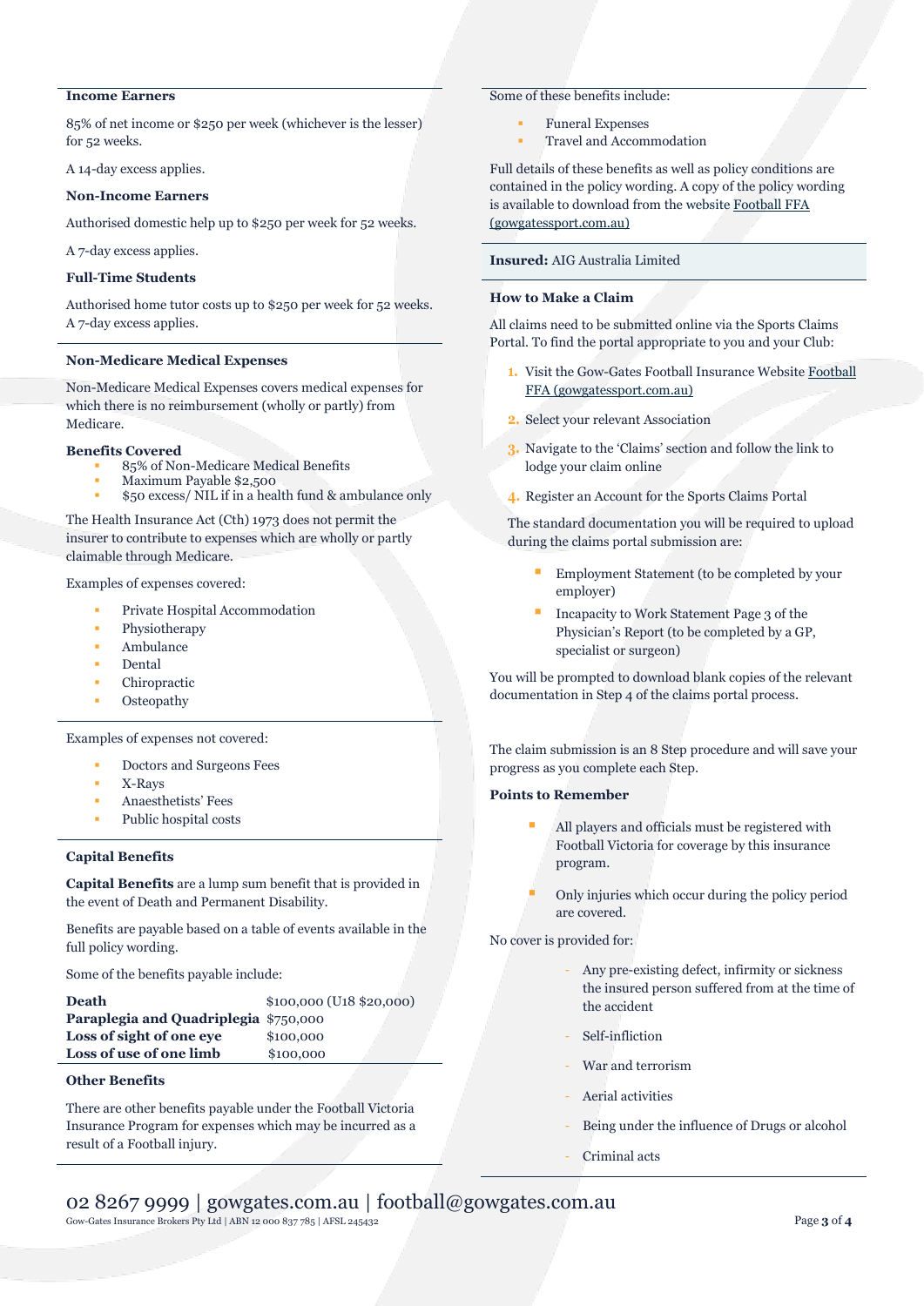**Income Earners**

85% of net income or $250 per week (whichever is the lesser) for 52 weeks.

A 14-day excess applies.

**Non-Income Earners**

Authorised domestic help up to $250 per week for 52 weeks.

A 7-day excess applies.

**Full-Time Students**

Authorised home tutor costs up to $250 per week for 52 weeks. A 7-day excess applies.

**Non-Medicare Medical Expenses**

Non-Medicare Medical Expenses covers medical expenses for which there is no reimbursement (wholly or partly) from Medicare.

**Benefits Covered**

- 85% of Non-Medicare Medical Benefits
- Maximum Payable $2,500
- $50 excess/ NIL if in a health fund & ambulance only

The Health Insurance Act (Cth) 1973 does not permit the insurer to contribute to expenses which are wholly or partly claimable through Medicare.

Examples of expenses covered:

- Private Hospital Accommodation
- Physiotherapy
- Ambulance
- Dental
- Chiropractic
- Osteopathy

Examples of expenses not covered:

- Doctors and Surgeons Fees
- X-Rays
- Anaesthetists' Fees
- Public hospital costs

**Capital Benefits**

**Capital Benefits** are a lump sum benefit that is provided in the event of Death and Permanent Disability.

Benefits are payable based on a table of events available in the full policy wording.

Some of the benefits payable include:

| | |
|---|---|
| **Death** | $100,000 (U18 $20,000) |
| **Paraplegia and Quadriplegia** | $750,000 |
| **Loss of sight of one eye** | $100,000 |
| **Loss of use of one limb** | $100,000 |

**Other Benefits**

There are other benefits payable under the Football Victoria Insurance Program for expenses which may be incurred as a result of a Football injury.

Some of these benefits include:

- Funeral Expenses
- Travel and Accommodation

Full details of these benefits as well as policy conditions are contained in the policy wording. A copy of the policy wording is available to download from the website Football FFA (gowgatessport.com.au)

**Insured:** AIG Australia Limited

**How to Make a Claim**

All claims need to be submitted online via the Sports Claims Portal. To find the portal appropriate to you and your Club:

1. Visit the Gow-Gates Football Insurance Website Football FFA (gowgatessport.com.au)
2. Select your relevant Association
3. Navigate to the 'Claims' section and follow the link to lodge your claim online
4. Register an Account for the Sports Claims Portal

The standard documentation you will be required to upload during the claims portal submission are:

- Employment Statement (to be completed by your employer)
- Incapacity to Work Statement Page 3 of the Physician's Report (to be completed by a GP, specialist or surgeon)

You will be prompted to download blank copies of the relevant documentation in Step 4 of the claims portal process.

The claim submission is an 8 Step procedure and will save your progress as you complete each Step.

**Points to Remember**

- All players and officials must be registered with Football Victoria for coverage by this insurance program.
- Only injuries which occur during the policy period are covered.

No cover is provided for:

- Any pre-existing defect, infirmity or sickness the insured person suffered from at the time of the accident
- Self-infliction
- War and terrorism
- Aerial activities
- Being under the influence of Drugs or alcohol
- Criminal acts

02 8267 9999 | gowgates.com.au | football@gowgates.com.au

Gow-Gates Insurance Brokers Pty Ltd | ABN 12 000 837 785 | AFSL 245432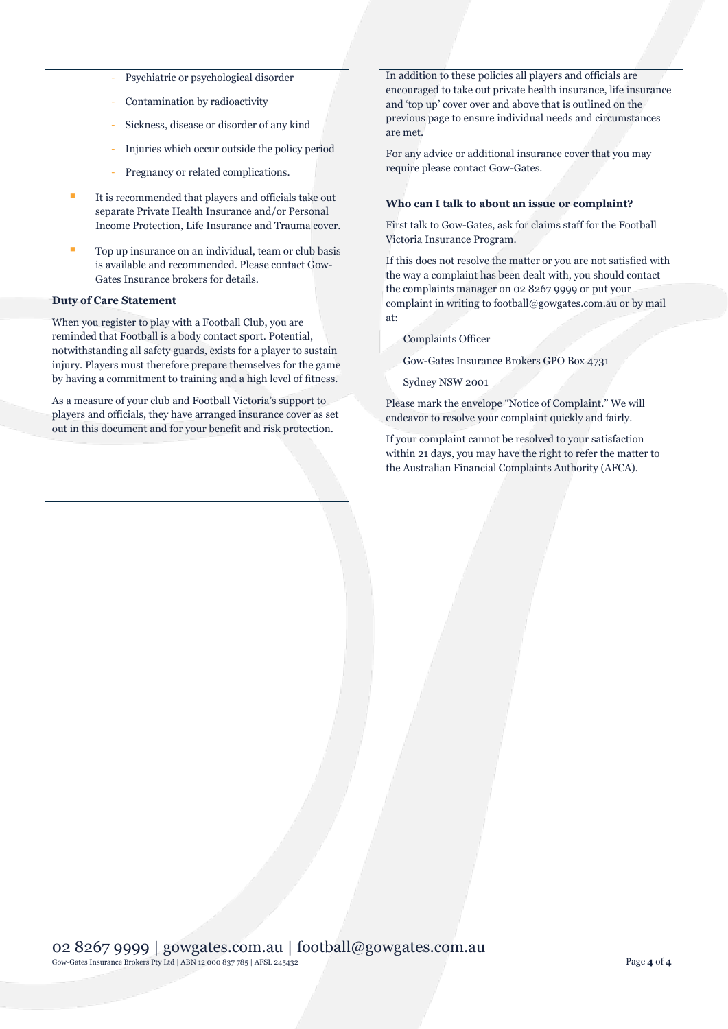- Psychiatric or psychological disorder
- Contamination by radioactivity
- Sickness, disease or disorder of any kind
- Injuries which occur outside the policy period
- Pregnancy or related complications.

- It is recommended that players and officials take out separate Private Health Insurance and/or Personal Income Protection, Life Insurance and Trauma cover.
- Top up insurance on an individual, team or club basis is available and recommended. Please contact Gow-Gates Insurance brokers for details.

**Duty of Care Statement**

When you register to play with a Football Club, you are reminded that Football is a body contact sport. Potential, notwithstanding all safety guards, exists for a player to sustain injury. Players must therefore prepare themselves for the game by having a commitment to training and a high level of fitness.

As a measure of your club and Football Victoria's support to players and officials, they have arranged insurance cover as set out in this document and for your benefit and risk protection.

In addition to these policies all players and officials are encouraged to take out private health insurance, life insurance and 'top up' cover over and above that is outlined on the previous page to ensure individual needs and circumstances are met.

For any advice or additional insurance cover that you may require please contact Gow-Gates.

**Who can I talk to about an issue or complaint?**

First talk to Gow-Gates, ask for claims staff for the Football Victoria Insurance Program.

If this does not resolve the matter or you are not satisfied with the way a complaint has been dealt with, you should contact the complaints manager on 02 8267 9999 or put your complaint in writing to football@gowgates.com.au or by mail at:

Complaints Officer

Gow-Gates Insurance Brokers GPO Box 4731

Sydney NSW 2001

Please mark the envelope "Notice of Complaint." We will endeavor to resolve your complaint quickly and fairly.

If your complaint cannot be resolved to your satisfaction within 21 days, you may have the right to refer the matter to the Australian Financial Complaints Authority (AFCA).

02 8267 9999 | gowgates.com.au | football@gowgates.com.au

Gow-Gates Insurance Brokers Pty Ltd | ABN 12 000 837 785 | AFSL 245432